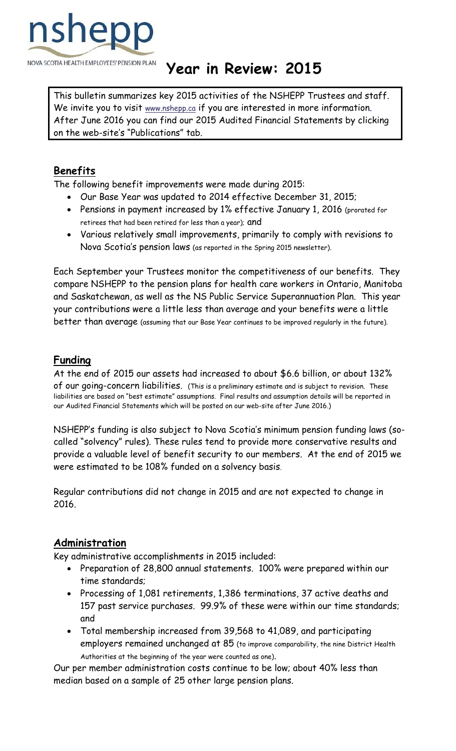nshepp

NOVA SCOTIA HEALTH EMPLOYEES' PENSION PLAN

# Year in Review: 2015

This bulletin summarizes key 2015 activities of the NSHEPP Trustees and staff. We invite you to visit www.nshepp.ca if you are interested in more information. After June 2016 you can find our 2015 Audited Financial Statements by clicking on the web-site's "Publications" tab.

## Benefits

The following benefit improvements were made during 2015:

- Our Base Year was updated to 2014 effective December 31, 2015;
- Pensions in payment increased by 1% effective January 1, 2016 (prorated for retirees that had been retired for less than a year); and
- Various relatively small improvements, primarily to comply with revisions to Nova Scotia's pension laws (as reported in the Spring 2015 newsletter).

Each September your Trustees monitor the competitiveness of our benefits. They compare NSHEPP to the pension plans for health care workers in Ontario, Manitoba and Saskatchewan, as well as the NS Public Service Superannuation Plan. This year your contributions were a little less than average and your benefits were a little better than average (assuming that our Base Year continues to be improved regularly in the future).

## Funding

At the end of 2015 our assets had increased to about $6.6 billion, or about 132% of our going-concern liabilities. (This is a preliminary estimate and is subject to revision. These liabilities are based on "best estimate" assumptions. Final results and assumption details will be reported in our Audited Financial Statements which will be posted on our web-site after June 2016.)

NSHEPP's funding is also subject to Nova Scotia's minimum pension funding laws (so-called "solvency" rules). These rules tend to provide more conservative results and provide a valuable level of benefit security to our members. At the end of 2015 we were estimated to be 108% funded on a solvency basis.

Regular contributions did not change in 2015 and are not expected to change in 2016.

## Administration

Key administrative accomplishments in 2015 included:

- Preparation of 28,800 annual statements. 100% were prepared within our time standards;
- Processing of 1,081 retirements, 1,386 terminations, 37 active deaths and 157 past service purchases. 99.9% of these were within our time standards; and
- Total membership increased from 39,568 to 41,089, and participating employers remained unchanged at 85 (to improve comparability, the nine District Health Authorities at the beginning of the year were counted as one).

Our per member administration costs continue to be low; about 40% less than median based on a sample of 25 other large pension plans.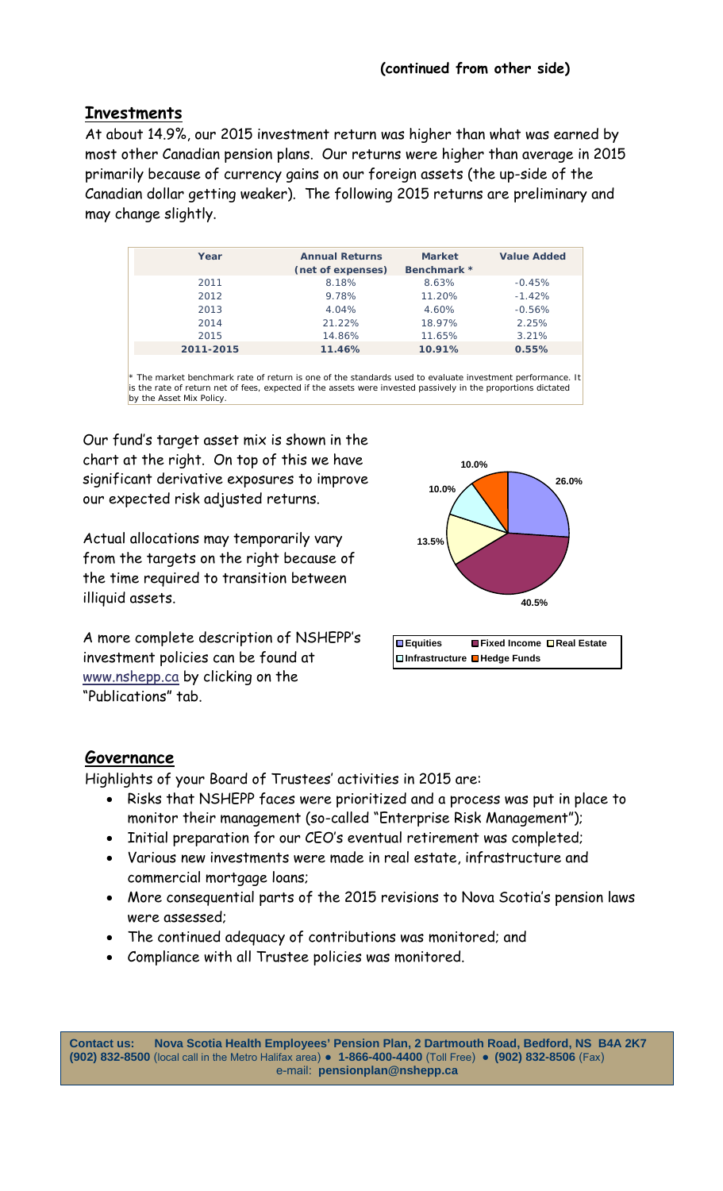**(continued from other side)**

## Investments

At about 14.9%, our 2015 investment return was higher than what was earned by most other Canadian pension plans. Our returns were higher than average in 2015 primarily because of currency gains on our foreign assets (the up-side of the Canadian dollar getting weaker). The following 2015 returns are preliminary and may change slightly.

| Year | Annual Returns (net of expenses) | Market Benchmark * | Value Added |
|---|---|---|---|
| 2011 | 8.18% | 8.63% | -0.45% |
| 2012 | 9.78% | 11.20% | -1.42% |
| 2013 | 4.04% | 4.60% | -0.56% |
| 2014 | 21.22% | 18.97% | 2.25% |
| 2015 | 14.86% | 11.65% | 3.21% |
| **2011-2015** | **11.46%** | **10.91%** | **0.55%** |

* The market benchmark rate of return is one of the standards used to evaluate investment performance. It is the rate of return net of fees, expected if the assets were invested passively in the proportions dictated by the Asset Mix Policy.

Our fund's target asset mix is shown in the chart at the right. On top of this we have significant derivative exposures to improve our expected risk adjusted returns.

Actual allocations may temporarily vary from the targets on the right because of the time required to transition between illiquid assets.

A more complete description of NSHEPP's investment policies can be found at www.nshepp.ca by clicking on the "Publications" tab.

10.0%
26.0%
10.0%
13.5%
40.5%

Equities
Fixed Income
Real Estate
Infrastructure
Hedge Funds

## Governance

Highlights of your Board of Trustees' activities in 2015 are:

- Risks that NSHEPP faces were prioritized and a process was put in place to monitor their management (so-called "Enterprise Risk Management");
- Initial preparation for our CEO's eventual retirement was completed;
- Various new investments were made in real estate, infrastructure and commercial mortgage loans;
- More consequential parts of the 2015 revisions to Nova Scotia's pension laws were assessed;
- The continued adequacy of contributions was monitored; and
- Compliance with all Trustee policies was monitored.

**Contact us:** **Nova Scotia Health Employees' Pension Plan, 2 Dartmouth Road, Bedford, NS B4A 2K7**
**(902) 832-8500** (local call in the Metro Halifax area) ● **1-866-400-4400** (Toll Free) ● **(902) 832-8506** (Fax)
e-mail: **pensionplan@nshepp.ca**